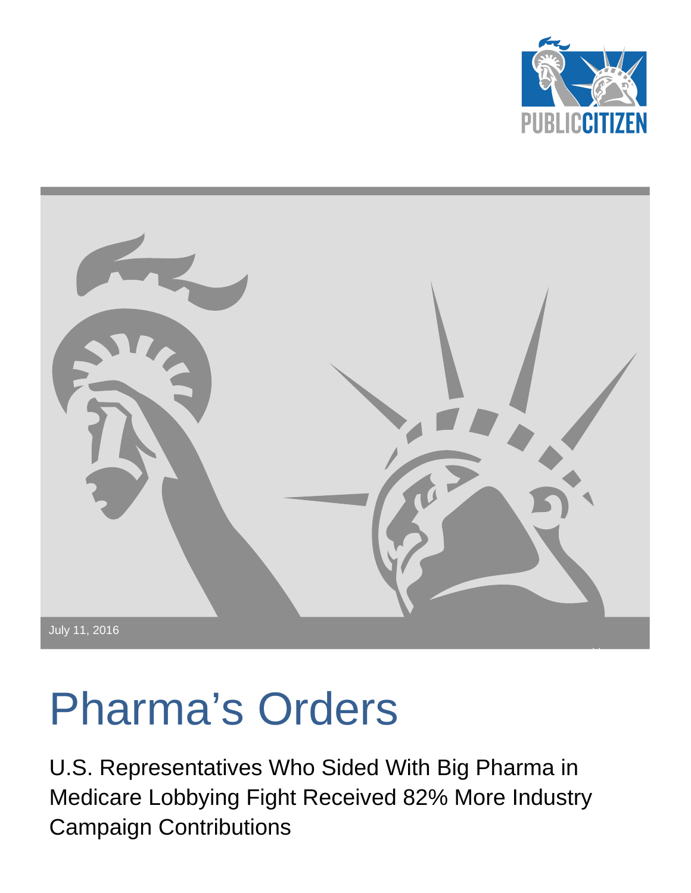PUBLIC CITIZEN

July 11, 2016

# Pharma's Orders

U.S. Representatives Who Sided With Big Pharma in Medicare Lobbying Fight Received 82% More Industry Campaign Contributions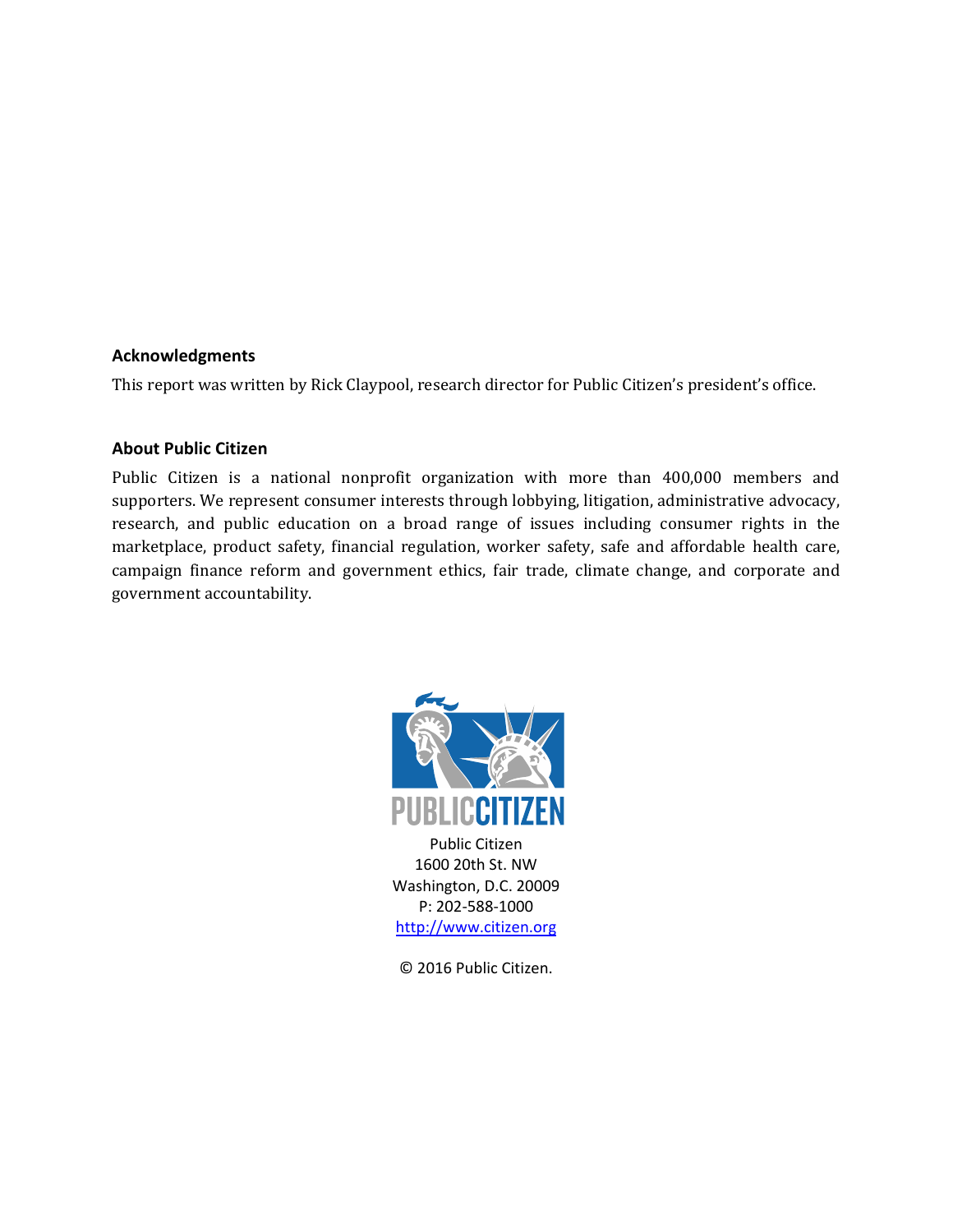## Acknowledgments

This report was written by Rick Claypool, research director for Public Citizen's president's office.

## About Public Citizen

Public Citizen is a national nonprofit organization with more than 400,000 members and supporters. We represent consumer interests through lobbying, litigation, administrative advocacy, research, and public education on a broad range of issues including consumer rights in the marketplace, product safety, financial regulation, worker safety, safe and affordable health care, campaign finance reform and government ethics, fair trade, climate change, and corporate and government accountability.

PUBLIC CITIZEN

Public Citizen
1600 20th St. NW
Washington, D.C. 20009
P: 202-588-1000
http://www.citizen.org

© 2016 Public Citizen.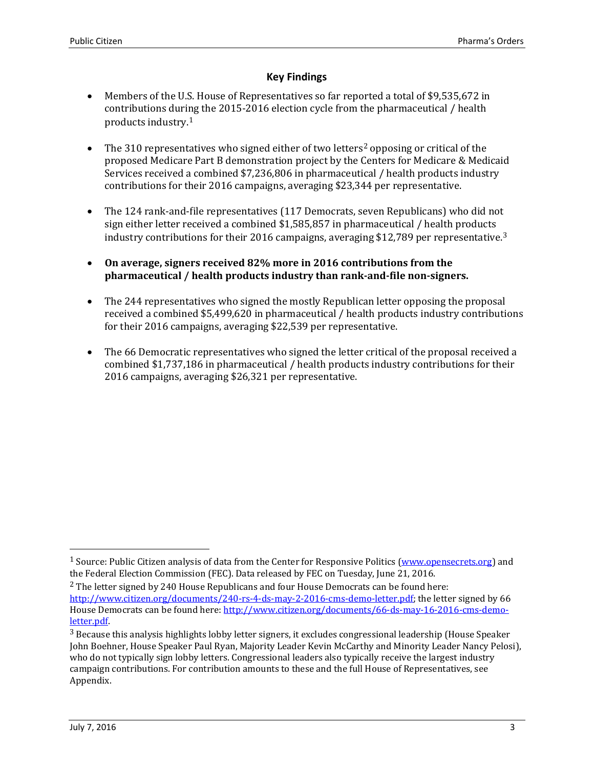## Key Findings

- Members of the U.S. House of Representatives so far reported a total of $9,535,672 in contributions during the 2015-2016 election cycle from the pharmaceutical / health products industry.[1]

- The 310 representatives who signed either of two letters[2] opposing or critical of the proposed Medicare Part B demonstration project by the Centers for Medicare & Medicaid Services received a combined $7,236,806 in pharmaceutical / health products industry contributions for their 2016 campaigns, averaging $23,344 per representative.

- The 124 rank-and-file representatives (117 Democrats, seven Republicans) who did not sign either letter received a combined $1,585,857 in pharmaceutical / health products industry contributions for their 2016 campaigns, averaging $12,789 per representative.[3]

- **On average, signers received 82% more in 2016 contributions from the pharmaceutical / health products industry than rank-and-file non-signers.**

- The 244 representatives who signed the mostly Republican letter opposing the proposal received a combined $5,499,620 in pharmaceutical / health products industry contributions for their 2016 campaigns, averaging $22,539 per representative.

- The 66 Democratic representatives who signed the letter critical of the proposal received a combined $1,737,186 in pharmaceutical / health products industry contributions for their 2016 campaigns, averaging $26,321 per representative.

---

[1] Source: Public Citizen analysis of data from the Center for Responsive Politics (www.opensecrets.org) and the Federal Election Commission (FEC). Data released by FEC on Tuesday, June 21, 2016.

[2] The letter signed by 240 House Republicans and four House Democrats can be found here: http://www.citizen.org/documents/240-rs-4-ds-may-2-2016-cms-demo-letter.pdf; the letter signed by 66 House Democrats can be found here: http://www.citizen.org/documents/66-ds-may-16-2016-cms-demo-letter.pdf.

[3] Because this analysis highlights lobby letter signers, it excludes congressional leadership (House Speaker John Boehner, House Speaker Paul Ryan, Majority Leader Kevin McCarthy and Minority Leader Nancy Pelosi), who do not typically sign lobby letters. Congressional leaders also typically receive the largest industry campaign contributions. For contribution amounts to these and the full House of Representatives, see Appendix.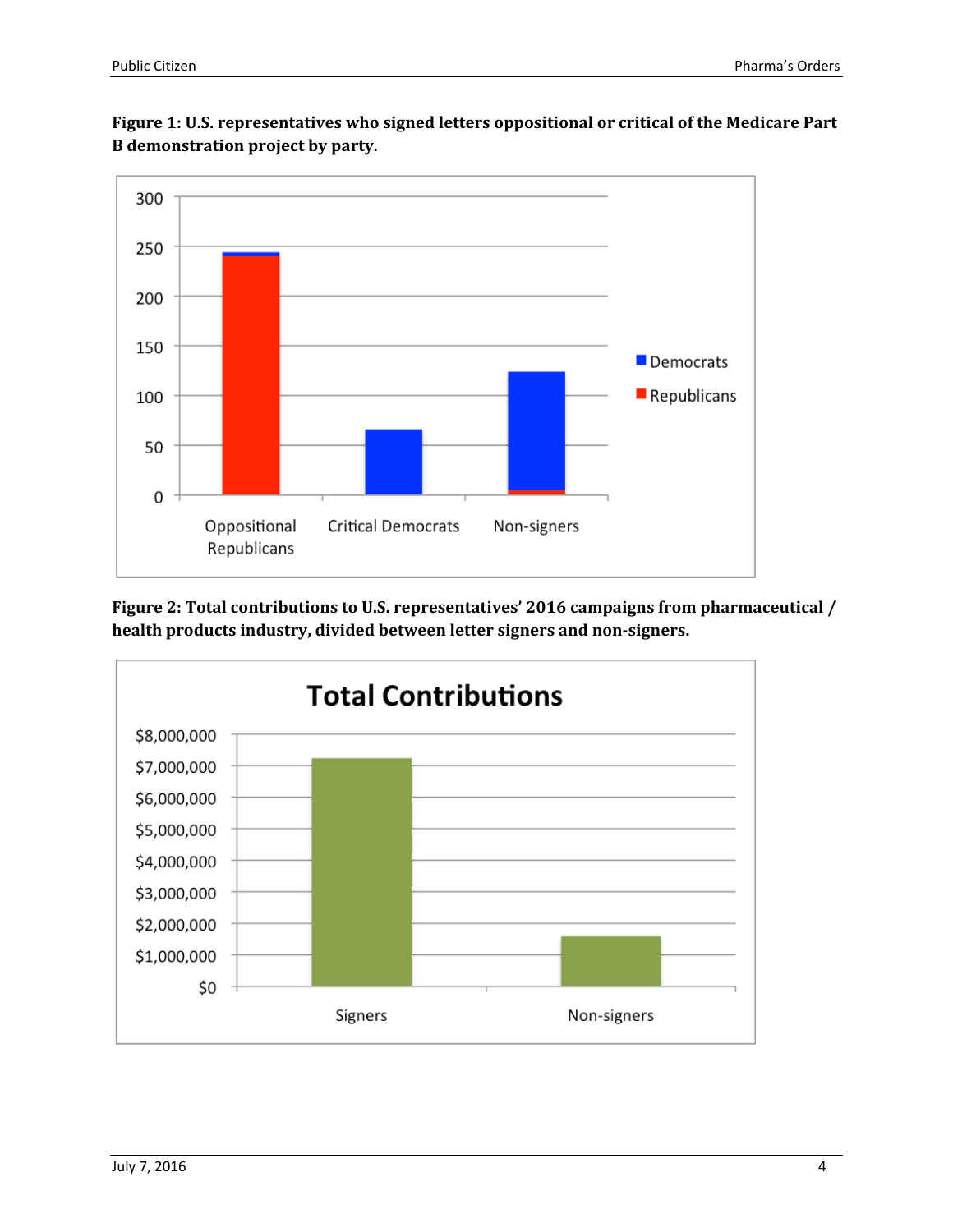**Figure 1: U.S. representatives who signed letters oppositional or critical of the Medicare Part B demonstration project by party.**

**Figure 2: Total contributions to U.S. representatives' 2016 campaigns from pharmaceutical / health products industry, divided between letter signers and non-signers.**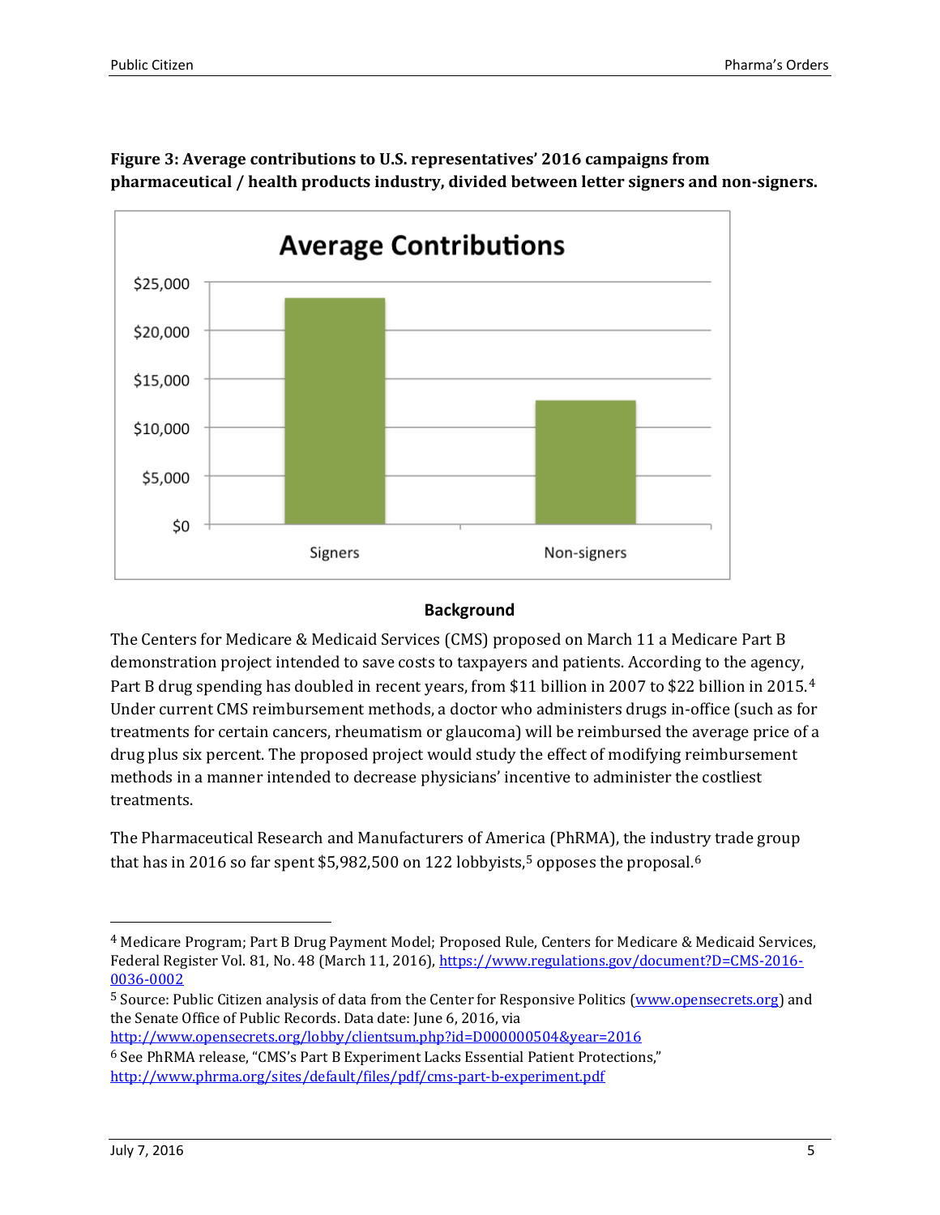**Figure 3: Average contributions to U.S. representatives' 2016 campaigns from pharmaceutical / health products industry, divided between letter signers and non-signers.**

### Background

The Centers for Medicare & Medicaid Services (CMS) proposed on March 11 a Medicare Part B demonstration project intended to save costs to taxpayers and patients. According to the agency, Part B drug spending has doubled in recent years, from $11 billion in 2007 to $22 billion in 2015.[4] Under current CMS reimbursement methods, a doctor who administers drugs in-office (such as for treatments for certain cancers, rheumatism or glaucoma) will be reimbursed the average price of a drug plus six percent. The proposed project would study the effect of modifying reimbursement methods in a manner intended to decrease physicians' incentive to administer the costliest treatments.

The Pharmaceutical Research and Manufacturers of America (PhRMA), the industry trade group that has in 2016 so far spent $5,982,500 on 122 lobbyists,[5] opposes the proposal.[6]

---

[4] Medicare Program; Part B Drug Payment Model; Proposed Rule, Centers for Medicare & Medicaid Services, Federal Register Vol. 81, No. 48 (March 11, 2016), https://www.regulations.gov/document?D=CMS-2016-0036-0002

[5] Source: Public Citizen analysis of data from the Center for Responsive Politics (www.opensecrets.org) and the Senate Office of Public Records. Data date: June 6, 2016, via http://www.opensecrets.org/lobby/clientsum.php?id=D000000504&year=2016

[6] See PhRMA release, "CMS's Part B Experiment Lacks Essential Patient Protections," http://www.phrma.org/sites/default/files/pdf/cms-part-b-experiment.pdf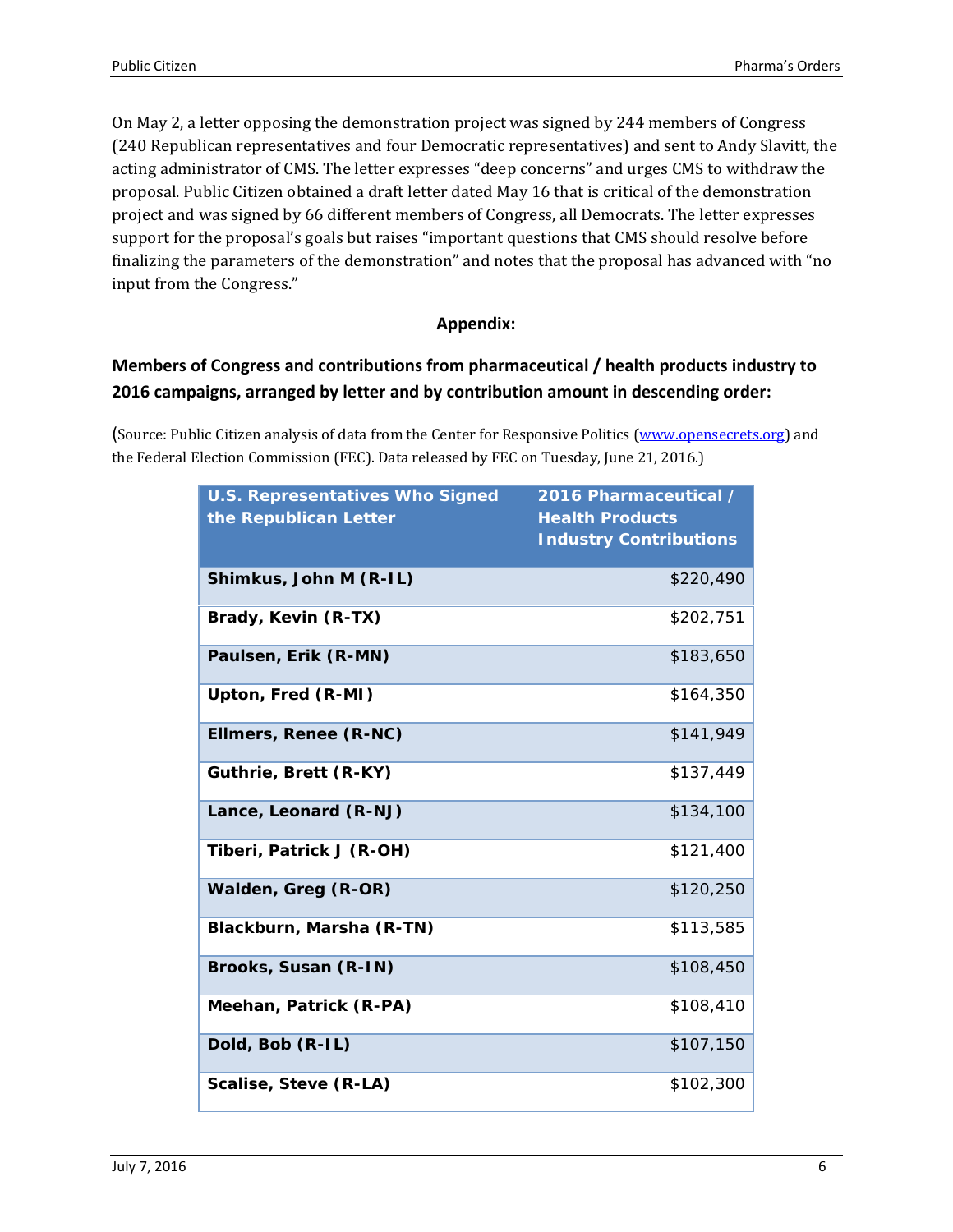On May 2, a letter opposing the demonstration project was signed by 244 members of Congress (240 Republican representatives and four Democratic representatives) and sent to Andy Slavitt, the acting administrator of CMS. The letter expresses "deep concerns" and urges CMS to withdraw the proposal. Public Citizen obtained a draft letter dated May 16 that is critical of the demonstration project and was signed by 66 different members of Congress, all Democrats. The letter expresses support for the proposal's goals but raises "important questions that CMS should resolve before finalizing the parameters of the demonstration" and notes that the proposal has advanced with "no input from the Congress."

## Appendix:

### Members of Congress and contributions from pharmaceutical / health products industry to 2016 campaigns, arranged by letter and by contribution amount in descending order:

(Source: Public Citizen analysis of data from the Center for Responsive Politics (www.opensecrets.org) and the Federal Election Commission (FEC). Data released by FEC on Tuesday, June 21, 2016.)

| U.S. Representatives Who Signed the Republican Letter | 2016 Pharmaceutical / Health Products Industry Contributions |
|---|---:|
| **Shimkus, John M (R-IL)** | $220,490 |
| **Brady, Kevin (R-TX)** | $202,751 |
| **Paulsen, Erik (R-MN)** | $183,650 |
| **Upton, Fred (R-MI)** | $164,350 |
| **Ellmers, Renee (R-NC)** | $141,949 |
| **Guthrie, Brett (R-KY)** | $137,449 |
| **Lance, Leonard (R-NJ)** | $134,100 |
| **Tiberi, Patrick J (R-OH)** | $121,400 |
| **Walden, Greg (R-OR)** | $120,250 |
| **Blackburn, Marsha (R-TN)** | $113,585 |
| **Brooks, Susan (R-IN)** | $108,450 |
| **Meehan, Patrick (R-PA)** | $108,410 |
| **Dold, Bob (R-IL)** | $107,150 |
| **Scalise, Steve (R-LA)** | $102,300 |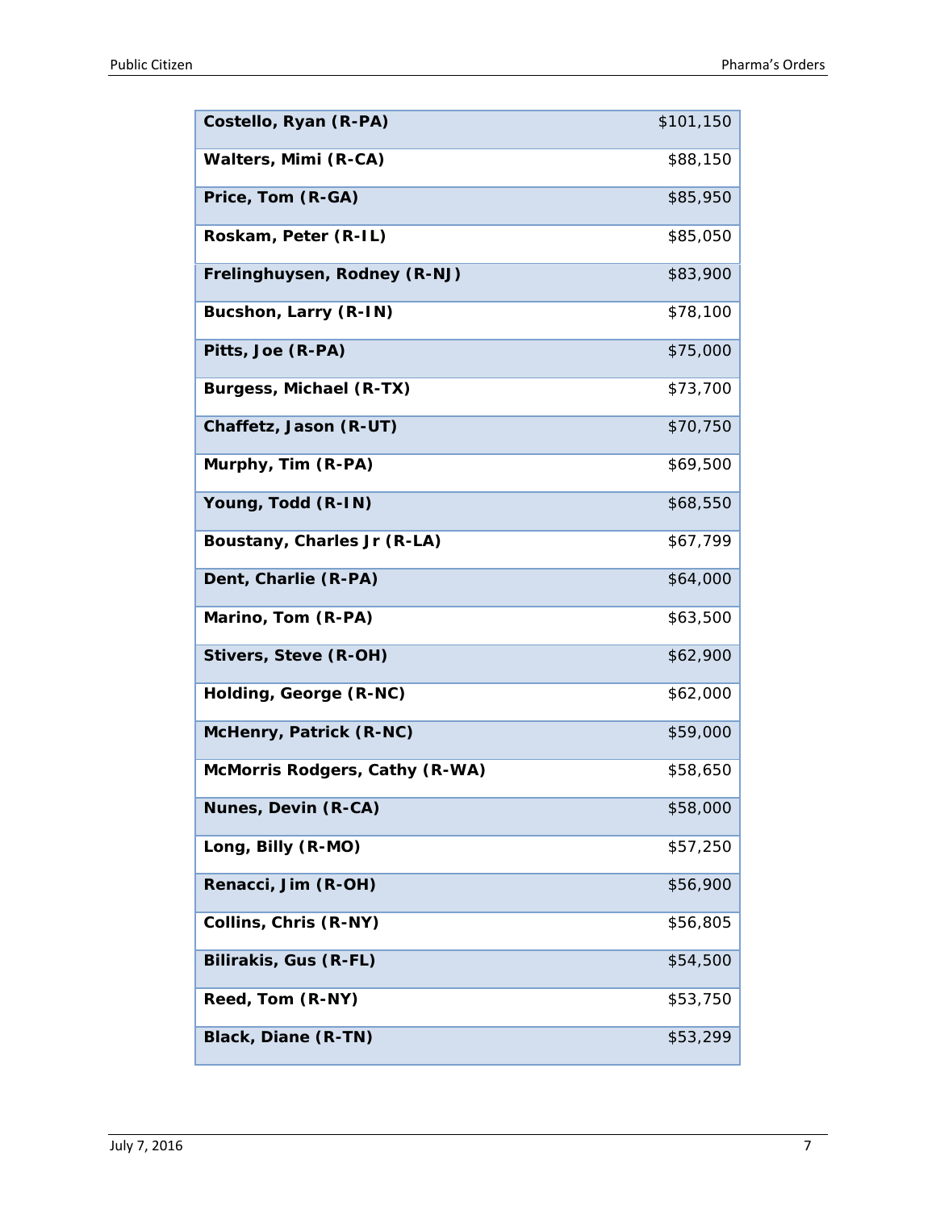| | |
|---|---|
| **Costello, Ryan (R-PA)** | $101,150 |
| **Walters, Mimi (R-CA)** | $88,150 |
| **Price, Tom (R-GA)** | $85,950 |
| **Roskam, Peter (R-IL)** | $85,050 |
| **Frelinghuysen, Rodney (R-NJ)** | $83,900 |
| **Bucshon, Larry (R-IN)** | $78,100 |
| **Pitts, Joe (R-PA)** | $75,000 |
| **Burgess, Michael (R-TX)** | $73,700 |
| **Chaffetz, Jason (R-UT)** | $70,750 |
| **Murphy, Tim (R-PA)** | $69,500 |
| **Young, Todd (R-IN)** | $68,550 |
| **Boustany, Charles Jr (R-LA)** | $67,799 |
| **Dent, Charlie (R-PA)** | $64,000 |
| **Marino, Tom (R-PA)** | $63,500 |
| **Stivers, Steve (R-OH)** | $62,900 |
| **Holding, George (R-NC)** | $62,000 |
| **McHenry, Patrick (R-NC)** | $59,000 |
| **McMorris Rodgers, Cathy (R-WA)** | $58,650 |
| **Nunes, Devin (R-CA)** | $58,000 |
| **Long, Billy (R-MO)** | $57,250 |
| **Renacci, Jim (R-OH)** | $56,900 |
| **Collins, Chris (R-NY)** | $56,805 |
| **Bilirakis, Gus (R-FL)** | $54,500 |
| **Reed, Tom (R-NY)** | $53,750 |
| **Black, Diane (R-TN)** | $53,299 |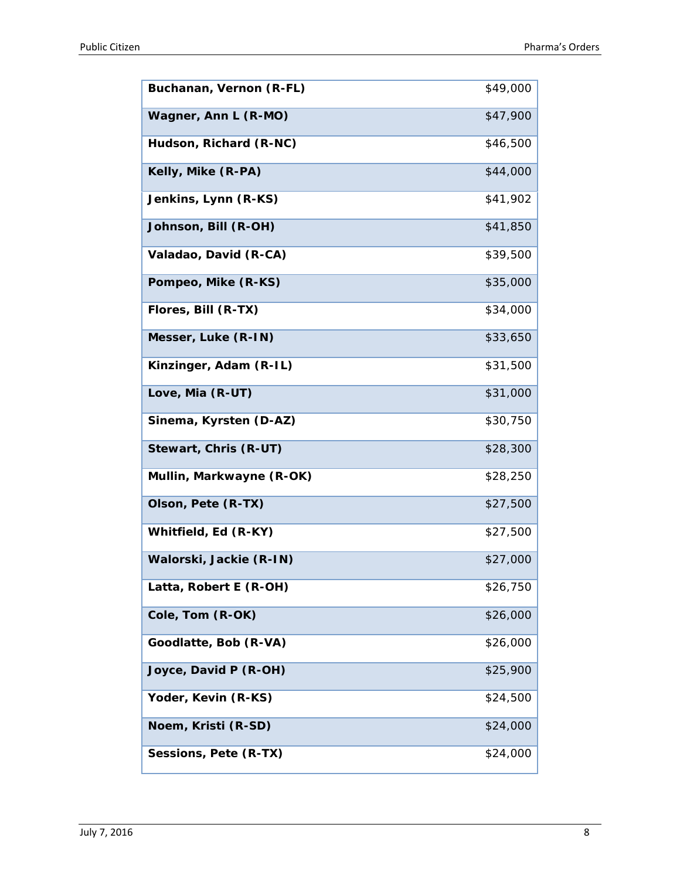| | |
|---|---|
| **Buchanan, Vernon (R-FL)** | $49,000 |
| **Wagner, Ann L (R-MO)** | $47,900 |
| **Hudson, Richard (R-NC)** | $46,500 |
| **Kelly, Mike (R-PA)** | $44,000 |
| **Jenkins, Lynn (R-KS)** | $41,902 |
| **Johnson, Bill (R-OH)** | $41,850 |
| **Valadao, David (R-CA)** | $39,500 |
| **Pompeo, Mike (R-KS)** | $35,000 |
| **Flores, Bill (R-TX)** | $34,000 |
| **Messer, Luke (R-IN)** | $33,650 |
| **Kinzinger, Adam (R-IL)** | $31,500 |
| **Love, Mia (R-UT)** | $31,000 |
| **Sinema, Kyrsten (D-AZ)** | $30,750 |
| **Stewart, Chris (R-UT)** | $28,300 |
| **Mullin, Markwayne (R-OK)** | $28,250 |
| **Olson, Pete (R-TX)** | $27,500 |
| **Whitfield, Ed (R-KY)** | $27,500 |
| **Walorski, Jackie (R-IN)** | $27,000 |
| **Latta, Robert E (R-OH)** | $26,750 |
| **Cole, Tom (R-OK)** | $26,000 |
| **Goodlatte, Bob (R-VA)** | $26,000 |
| **Joyce, David P (R-OH)** | $25,900 |
| **Yoder, Kevin (R-KS)** | $24,500 |
| **Noem, Kristi (R-SD)** | $24,000 |
| **Sessions, Pete (R-TX)** | $24,000 |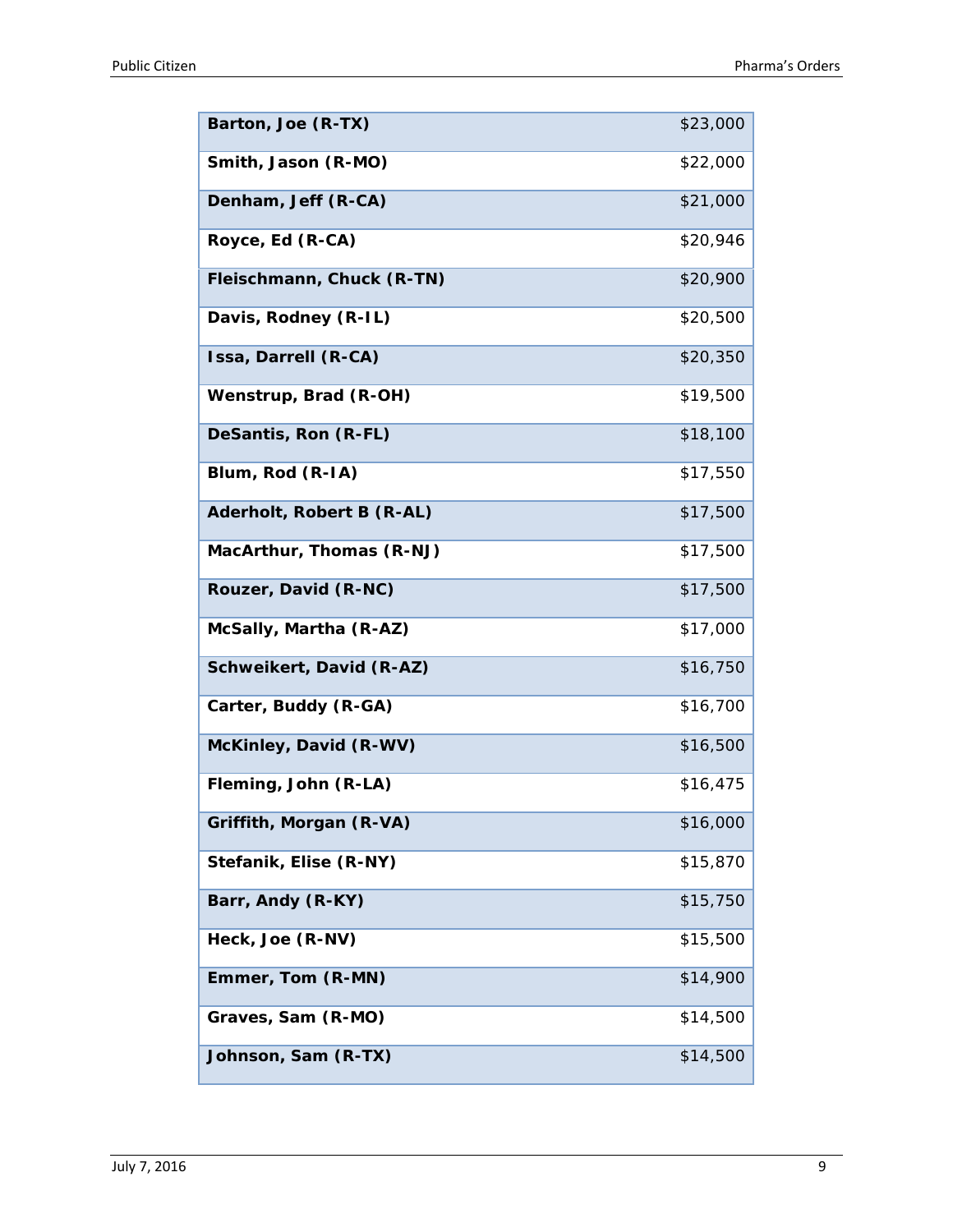| | |
|---|---|
| **Barton, Joe (R-TX)** | $23,000 |
| **Smith, Jason (R-MO)** | $22,000 |
| **Denham, Jeff (R-CA)** | $21,000 |
| **Royce, Ed (R-CA)** | $20,946 |
| **Fleischmann, Chuck (R-TN)** | $20,900 |
| **Davis, Rodney (R-IL)** | $20,500 |
| **Issa, Darrell (R-CA)** | $20,350 |
| **Wenstrup, Brad (R-OH)** | $19,500 |
| **DeSantis, Ron (R-FL)** | $18,100 |
| **Blum, Rod (R-IA)** | $17,550 |
| **Aderholt, Robert B (R-AL)** | $17,500 |
| **MacArthur, Thomas (R-NJ)** | $17,500 |
| **Rouzer, David (R-NC)** | $17,500 |
| **McSally, Martha (R-AZ)** | $17,000 |
| **Schweikert, David (R-AZ)** | $16,750 |
| **Carter, Buddy (R-GA)** | $16,700 |
| **McKinley, David (R-WV)** | $16,500 |
| **Fleming, John (R-LA)** | $16,475 |
| **Griffith, Morgan (R-VA)** | $16,000 |
| **Stefanik, Elise (R-NY)** | $15,870 |
| **Barr, Andy (R-KY)** | $15,750 |
| **Heck, Joe (R-NV)** | $15,500 |
| **Emmer, Tom (R-MN)** | $14,900 |
| **Graves, Sam (R-MO)** | $14,500 |
| **Johnson, Sam (R-TX)** | $14,500 |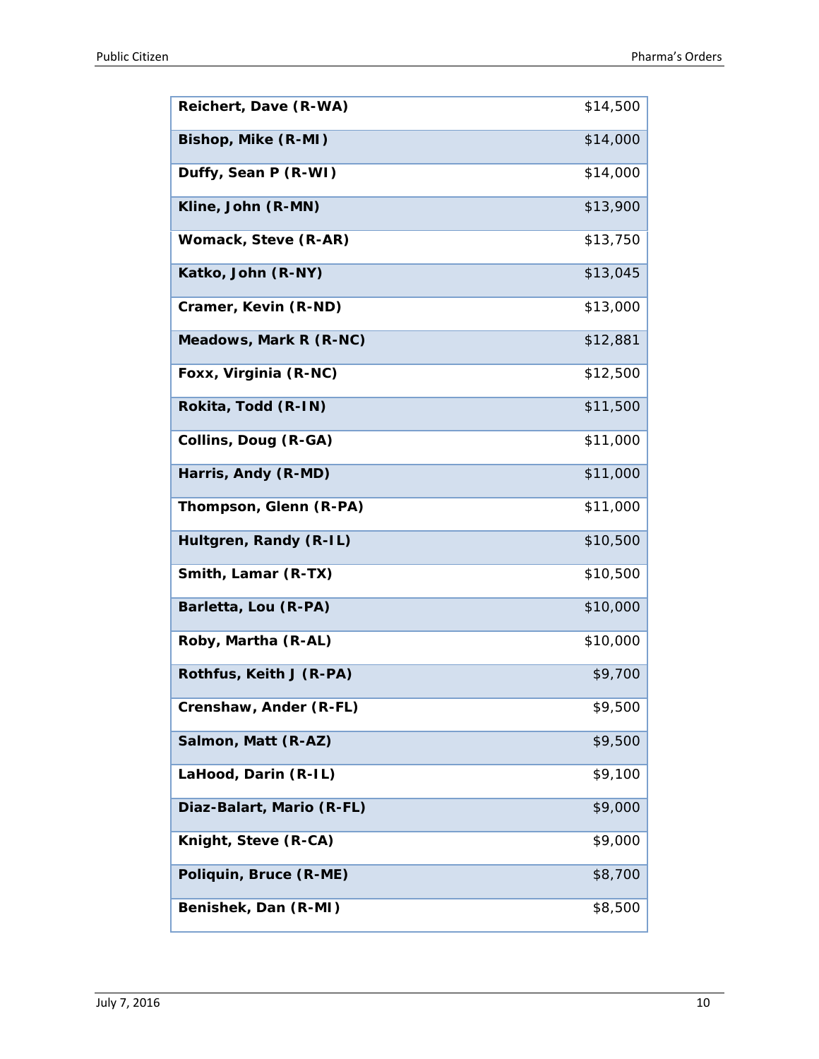| | |
|---|---|
| **Reichert, Dave (R-WA)** | $14,500 |
| **Bishop, Mike (R-MI)** | $14,000 |
| **Duffy, Sean P (R-WI)** | $14,000 |
| **Kline, John (R-MN)** | $13,900 |
| **Womack, Steve (R-AR)** | $13,750 |
| **Katko, John (R-NY)** | $13,045 |
| **Cramer, Kevin (R-ND)** | $13,000 |
| **Meadows, Mark R (R-NC)** | $12,881 |
| **Foxx, Virginia (R-NC)** | $12,500 |
| **Rokita, Todd (R-IN)** | $11,500 |
| **Collins, Doug (R-GA)** | $11,000 |
| **Harris, Andy (R-MD)** | $11,000 |
| **Thompson, Glenn (R-PA)** | $11,000 |
| **Hultgren, Randy (R-IL)** | $10,500 |
| **Smith, Lamar (R-TX)** | $10,500 |
| **Barletta, Lou (R-PA)** | $10,000 |
| **Roby, Martha (R-AL)** | $10,000 |
| **Rothfus, Keith J (R-PA)** | $9,700 |
| **Crenshaw, Ander (R-FL)** | $9,500 |
| **Salmon, Matt (R-AZ)** | $9,500 |
| **LaHood, Darin (R-IL)** | $9,100 |
| **Diaz-Balart, Mario (R-FL)** | $9,000 |
| **Knight, Steve (R-CA)** | $9,000 |
| **Poliquin, Bruce (R-ME)** | $8,700 |
| **Benishek, Dan (R-MI)** | $8,500 |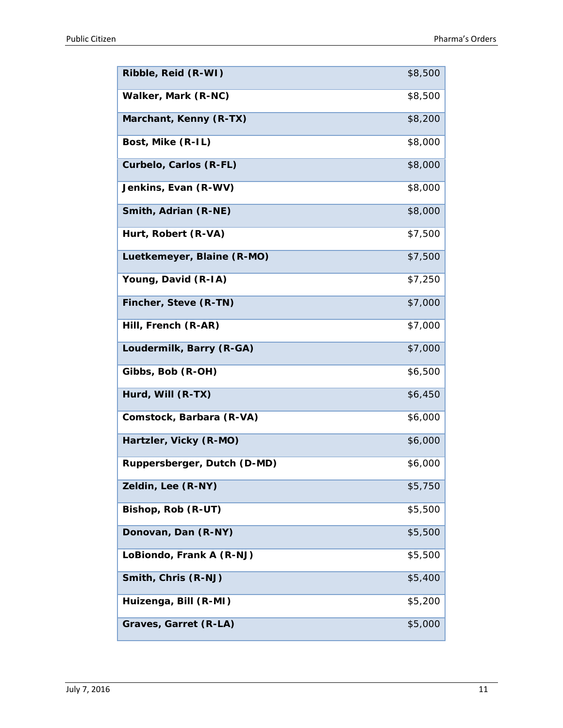| | |
|---|---|
| **Ribble, Reid (R-WI)** | $8,500 |
| **Walker, Mark (R-NC)** | $8,500 |
| **Marchant, Kenny (R-TX)** | $8,200 |
| **Bost, Mike (R-IL)** | $8,000 |
| **Curbelo, Carlos (R-FL)** | $8,000 |
| **Jenkins, Evan (R-WV)** | $8,000 |
| **Smith, Adrian (R-NE)** | $8,000 |
| **Hurt, Robert (R-VA)** | $7,500 |
| **Luetkemeyer, Blaine (R-MO)** | $7,500 |
| **Young, David (R-IA)** | $7,250 |
| **Fincher, Steve (R-TN)** | $7,000 |
| **Hill, French (R-AR)** | $7,000 |
| **Loudermilk, Barry (R-GA)** | $7,000 |
| **Gibbs, Bob (R-OH)** | $6,500 |
| **Hurd, Will (R-TX)** | $6,450 |
| **Comstock, Barbara (R-VA)** | $6,000 |
| **Hartzler, Vicky (R-MO)** | $6,000 |
| **Ruppersberger, Dutch (D-MD)** | $6,000 |
| **Zeldin, Lee (R-NY)** | $5,750 |
| **Bishop, Rob (R-UT)** | $5,500 |
| **Donovan, Dan (R-NY)** | $5,500 |
| **LoBiondo, Frank A (R-NJ)** | $5,500 |
| **Smith, Chris (R-NJ)** | $5,400 |
| **Huizenga, Bill (R-MI)** | $5,200 |
| **Graves, Garret (R-LA)** | $5,000 |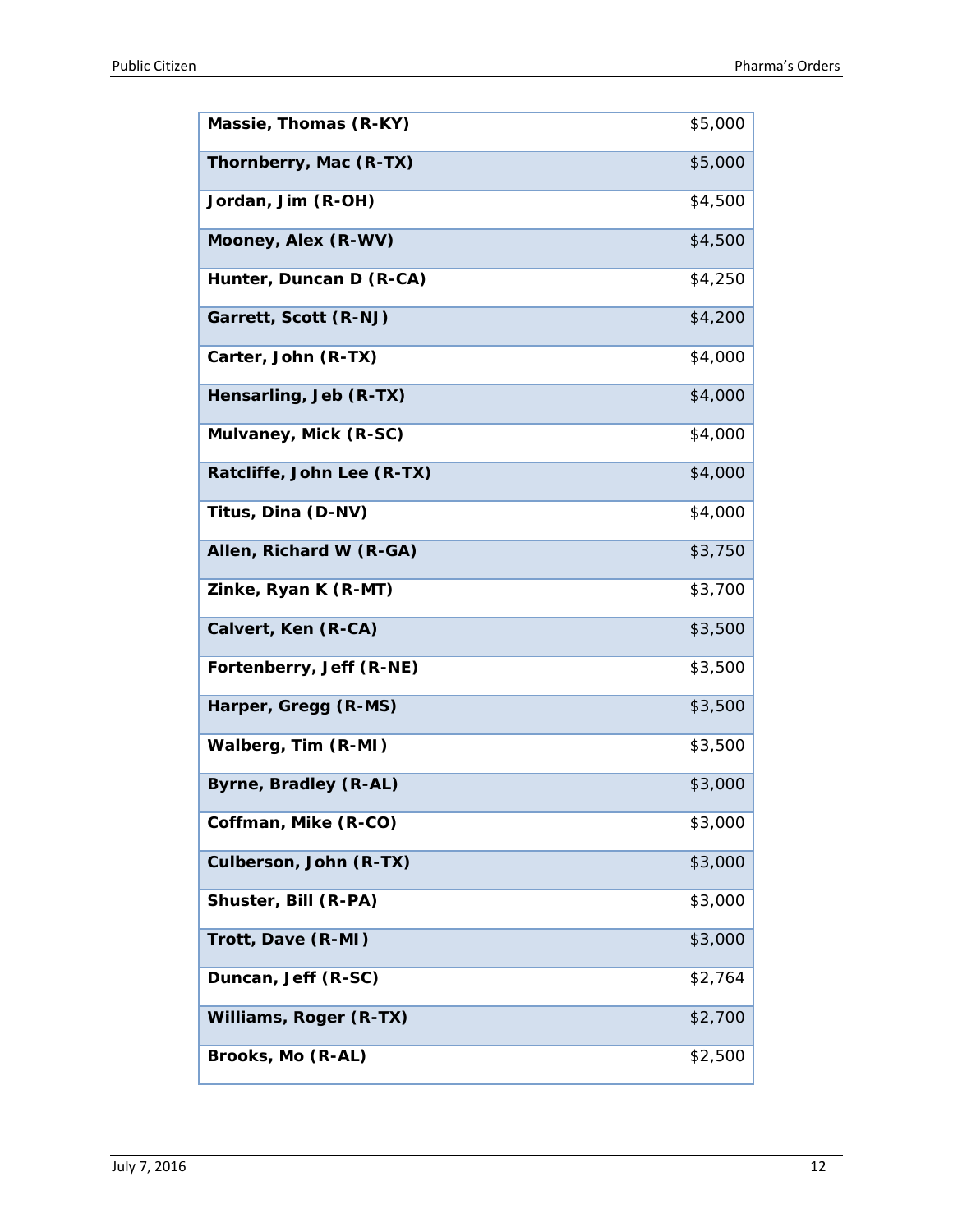| | |
|---|---|
| **Massie, Thomas (R-KY)** | $5,000 |
| **Thornberry, Mac (R-TX)** | $5,000 |
| **Jordan, Jim (R-OH)** | $4,500 |
| **Mooney, Alex (R-WV)** | $4,500 |
| **Hunter, Duncan D (R-CA)** | $4,250 |
| **Garrett, Scott (R-NJ)** | $4,200 |
| **Carter, John (R-TX)** | $4,000 |
| **Hensarling, Jeb (R-TX)** | $4,000 |
| **Mulvaney, Mick (R-SC)** | $4,000 |
| **Ratcliffe, John Lee (R-TX)** | $4,000 |
| **Titus, Dina (D-NV)** | $4,000 |
| **Allen, Richard W (R-GA)** | $3,750 |
| **Zinke, Ryan K (R-MT)** | $3,700 |
| **Calvert, Ken (R-CA)** | $3,500 |
| **Fortenberry, Jeff (R-NE)** | $3,500 |
| **Harper, Gregg (R-MS)** | $3,500 |
| **Walberg, Tim (R-MI)** | $3,500 |
| **Byrne, Bradley (R-AL)** | $3,000 |
| **Coffman, Mike (R-CO)** | $3,000 |
| **Culberson, John (R-TX)** | $3,000 |
| **Shuster, Bill (R-PA)** | $3,000 |
| **Trott, Dave (R-MI)** | $3,000 |
| **Duncan, Jeff (R-SC)** | $2,764 |
| **Williams, Roger (R-TX)** | $2,700 |
| **Brooks, Mo (R-AL)** | $2,500 |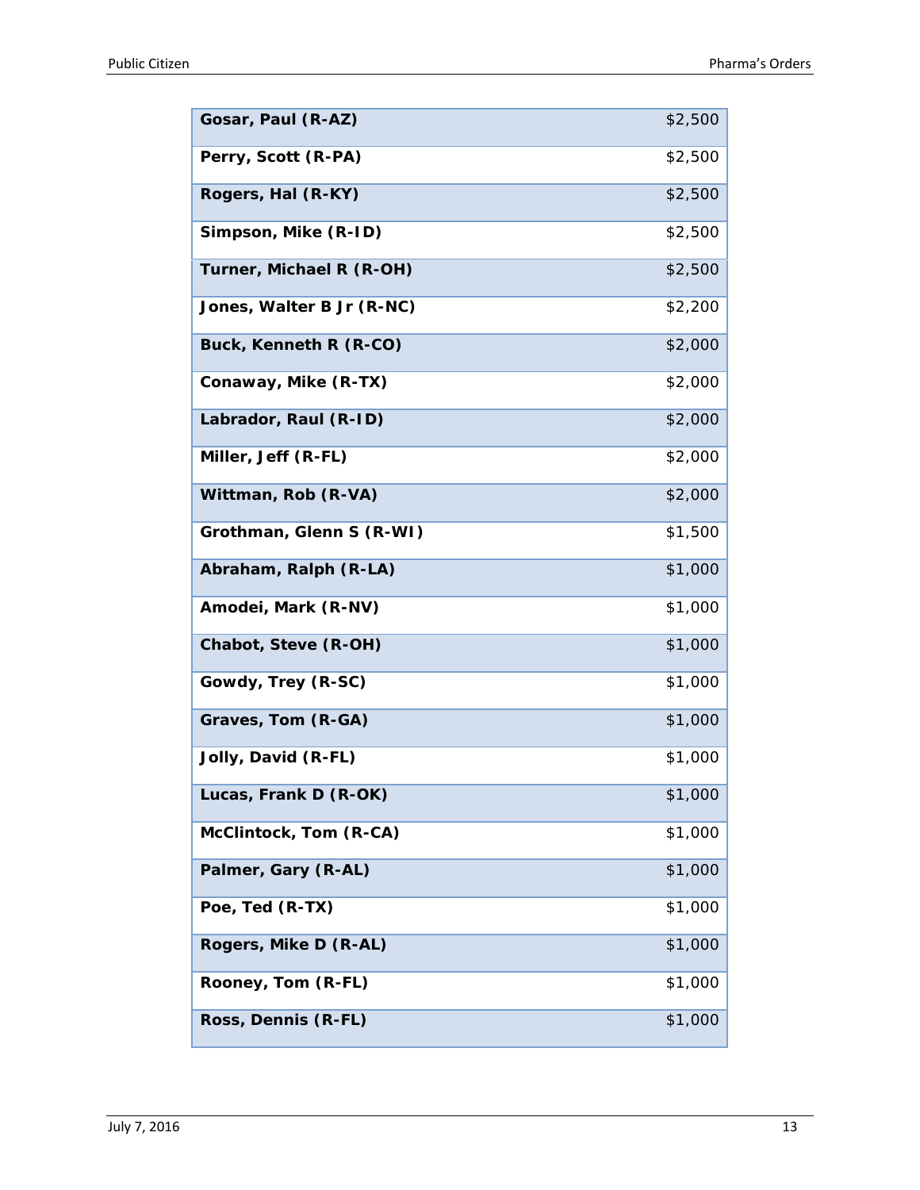| | |
|---|---|
| **Gosar, Paul (R-AZ)** | $2,500 |
| **Perry, Scott (R-PA)** | $2,500 |
| **Rogers, Hal (R-KY)** | $2,500 |
| **Simpson, Mike (R-ID)** | $2,500 |
| **Turner, Michael R (R-OH)** | $2,500 |
| **Jones, Walter B Jr (R-NC)** | $2,200 |
| **Buck, Kenneth R (R-CO)** | $2,000 |
| **Conaway, Mike (R-TX)** | $2,000 |
| **Labrador, Raul (R-ID)** | $2,000 |
| **Miller, Jeff (R-FL)** | $2,000 |
| **Wittman, Rob (R-VA)** | $2,000 |
| **Grothman, Glenn S (R-WI)** | $1,500 |
| **Abraham, Ralph (R-LA)** | $1,000 |
| **Amodei, Mark (R-NV)** | $1,000 |
| **Chabot, Steve (R-OH)** | $1,000 |
| **Gowdy, Trey (R-SC)** | $1,000 |
| **Graves, Tom (R-GA)** | $1,000 |
| **Jolly, David (R-FL)** | $1,000 |
| **Lucas, Frank D (R-OK)** | $1,000 |
| **McClintock, Tom (R-CA)** | $1,000 |
| **Palmer, Gary (R-AL)** | $1,000 |
| **Poe, Ted (R-TX)** | $1,000 |
| **Rogers, Mike D (R-AL)** | $1,000 |
| **Rooney, Tom (R-FL)** | $1,000 |
| **Ross, Dennis (R-FL)** | $1,000 |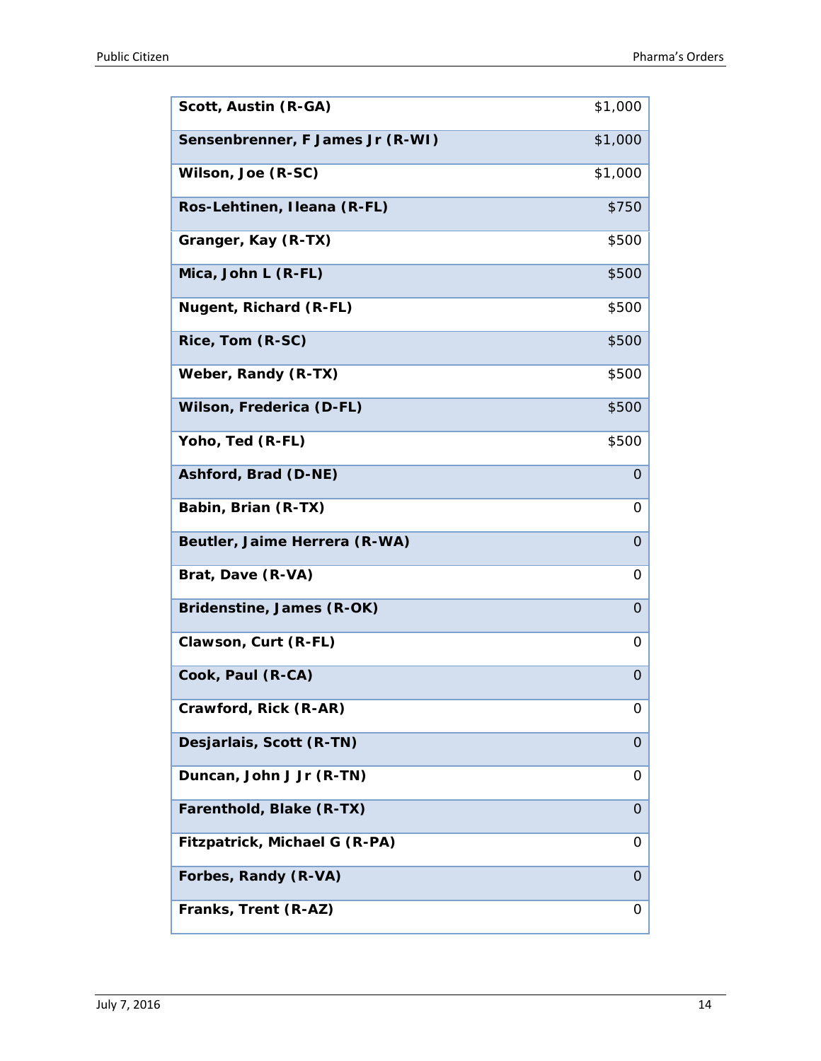| | |
|---|---|
| **Scott, Austin (R-GA)** | $1,000 |
| **Sensenbrenner, F James Jr (R-WI)** | $1,000 |
| **Wilson, Joe (R-SC)** | $1,000 |
| **Ros-Lehtinen, Ileana (R-FL)** | $750 |
| **Granger, Kay (R-TX)** | $500 |
| **Mica, John L (R-FL)** | $500 |
| **Nugent, Richard (R-FL)** | $500 |
| **Rice, Tom (R-SC)** | $500 |
| **Weber, Randy (R-TX)** | $500 |
| **Wilson, Frederica (D-FL)** | $500 |
| **Yoho, Ted (R-FL)** | $500 |
| **Ashford, Brad (D-NE)** | 0 |
| **Babin, Brian (R-TX)** | 0 |
| **Beutler, Jaime Herrera (R-WA)** | 0 |
| **Brat, Dave (R-VA)** | 0 |
| **Bridenstine, James (R-OK)** | 0 |
| **Clawson, Curt (R-FL)** | 0 |
| **Cook, Paul (R-CA)** | 0 |
| **Crawford, Rick (R-AR)** | 0 |
| **Desjarlais, Scott (R-TN)** | 0 |
| **Duncan, John J Jr (R-TN)** | 0 |
| **Farenthold, Blake (R-TX)** | 0 |
| **Fitzpatrick, Michael G (R-PA)** | 0 |
| **Forbes, Randy (R-VA)** | 0 |
| **Franks, Trent (R-AZ)** | 0 |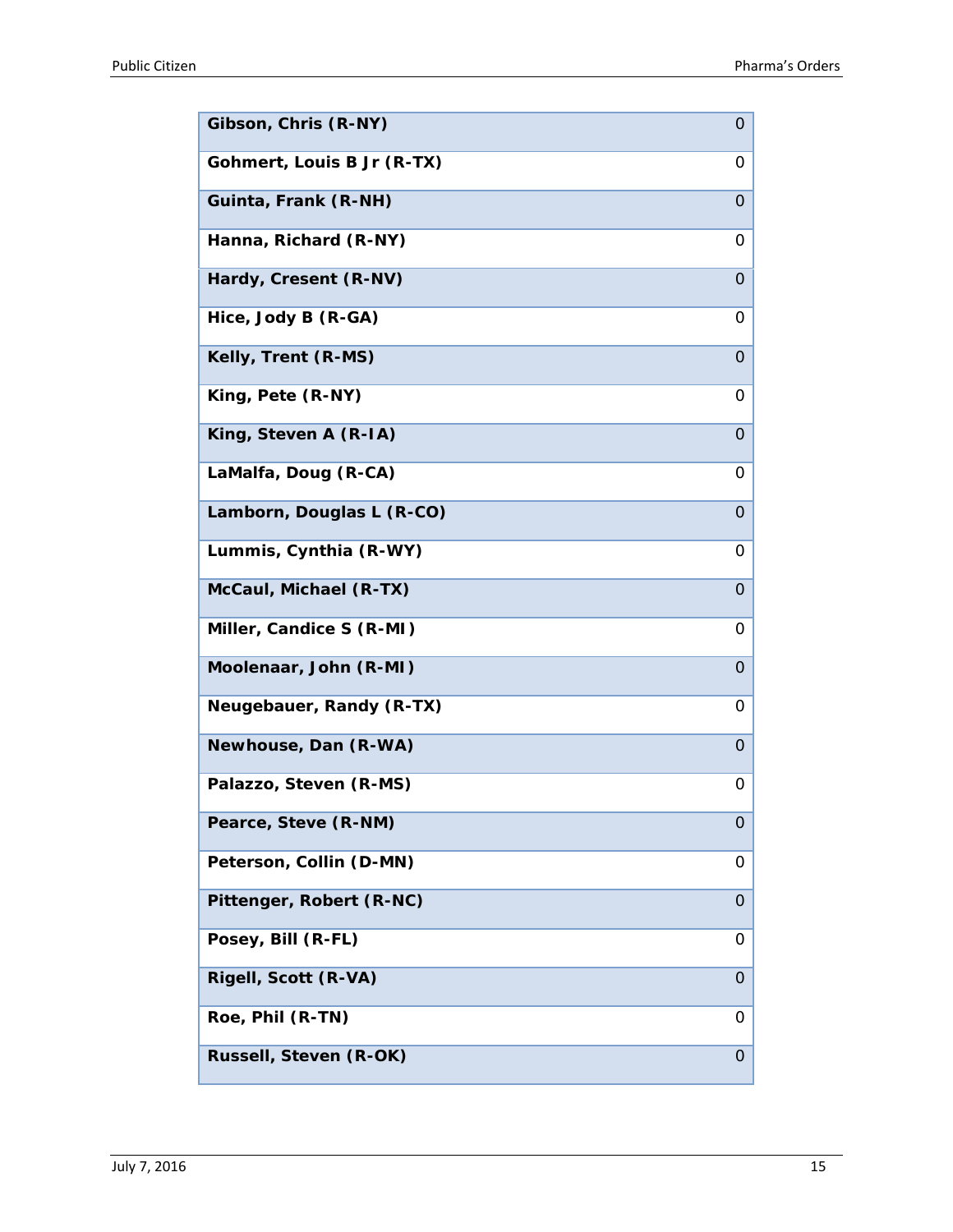| | |
|---|---|
| **Gibson, Chris (R-NY)** | 0 |
| **Gohmert, Louis B Jr (R-TX)** | 0 |
| **Guinta, Frank (R-NH)** | 0 |
| **Hanna, Richard (R-NY)** | 0 |
| **Hardy, Cresent (R-NV)** | 0 |
| **Hice, Jody B (R-GA)** | 0 |
| **Kelly, Trent (R-MS)** | 0 |
| **King, Pete (R-NY)** | 0 |
| **King, Steven A (R-IA)** | 0 |
| **LaMalfa, Doug (R-CA)** | 0 |
| **Lamborn, Douglas L (R-CO)** | 0 |
| **Lummis, Cynthia (R-WY)** | 0 |
| **McCaul, Michael (R-TX)** | 0 |
| **Miller, Candice S (R-MI)** | 0 |
| **Moolenaar, John (R-MI)** | 0 |
| **Neugebauer, Randy (R-TX)** | 0 |
| **Newhouse, Dan (R-WA)** | 0 |
| **Palazzo, Steven (R-MS)** | 0 |
| **Pearce, Steve (R-NM)** | 0 |
| **Peterson, Collin (D-MN)** | 0 |
| **Pittenger, Robert (R-NC)** | 0 |
| **Posey, Bill (R-FL)** | 0 |
| **Rigell, Scott (R-VA)** | 0 |
| **Roe, Phil (R-TN)** | 0 |
| **Russell, Steven (R-OK)** | 0 |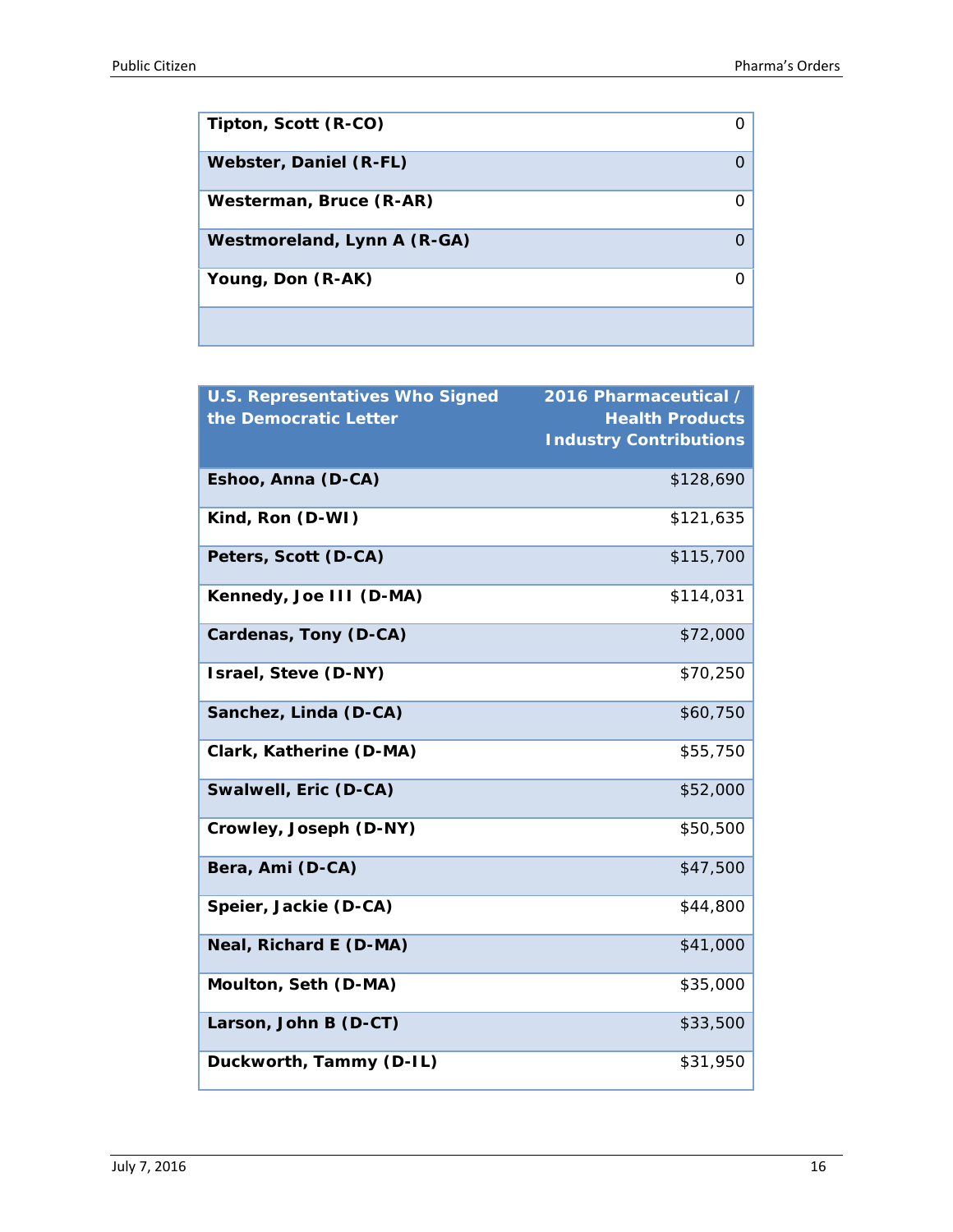| | |
|---|---|
| **Tipton, Scott (R-CO)** | 0 |
| **Webster, Daniel (R-FL)** | 0 |
| **Westerman, Bruce (R-AR)** | 0 |
| **Westmoreland, Lynn A (R-GA)** | 0 |
| **Young, Don (R-AK)** | 0 |
| | |

| U.S. Representatives Who Signed the Democratic Letter | 2016 Pharmaceutical / Health Products Industry Contributions |
|---|---|
| **Eshoo, Anna (D-CA)** | $128,690 |
| **Kind, Ron (D-WI)** | $121,635 |
| **Peters, Scott (D-CA)** | $115,700 |
| **Kennedy, Joe III (D-MA)** | $114,031 |
| **Cardenas, Tony (D-CA)** | $72,000 |
| **Israel, Steve (D-NY)** | $70,250 |
| **Sanchez, Linda (D-CA)** | $60,750 |
| **Clark, Katherine (D-MA)** | $55,750 |
| **Swalwell, Eric (D-CA)** | $52,000 |
| **Crowley, Joseph (D-NY)** | $50,500 |
| **Bera, Ami (D-CA)** | $47,500 |
| **Speier, Jackie (D-CA)** | $44,800 |
| **Neal, Richard E (D-MA)** | $41,000 |
| **Moulton, Seth (D-MA)** | $35,000 |
| **Larson, John B (D-CT)** | $33,500 |
| **Duckworth, Tammy (D-IL)** | $31,950 |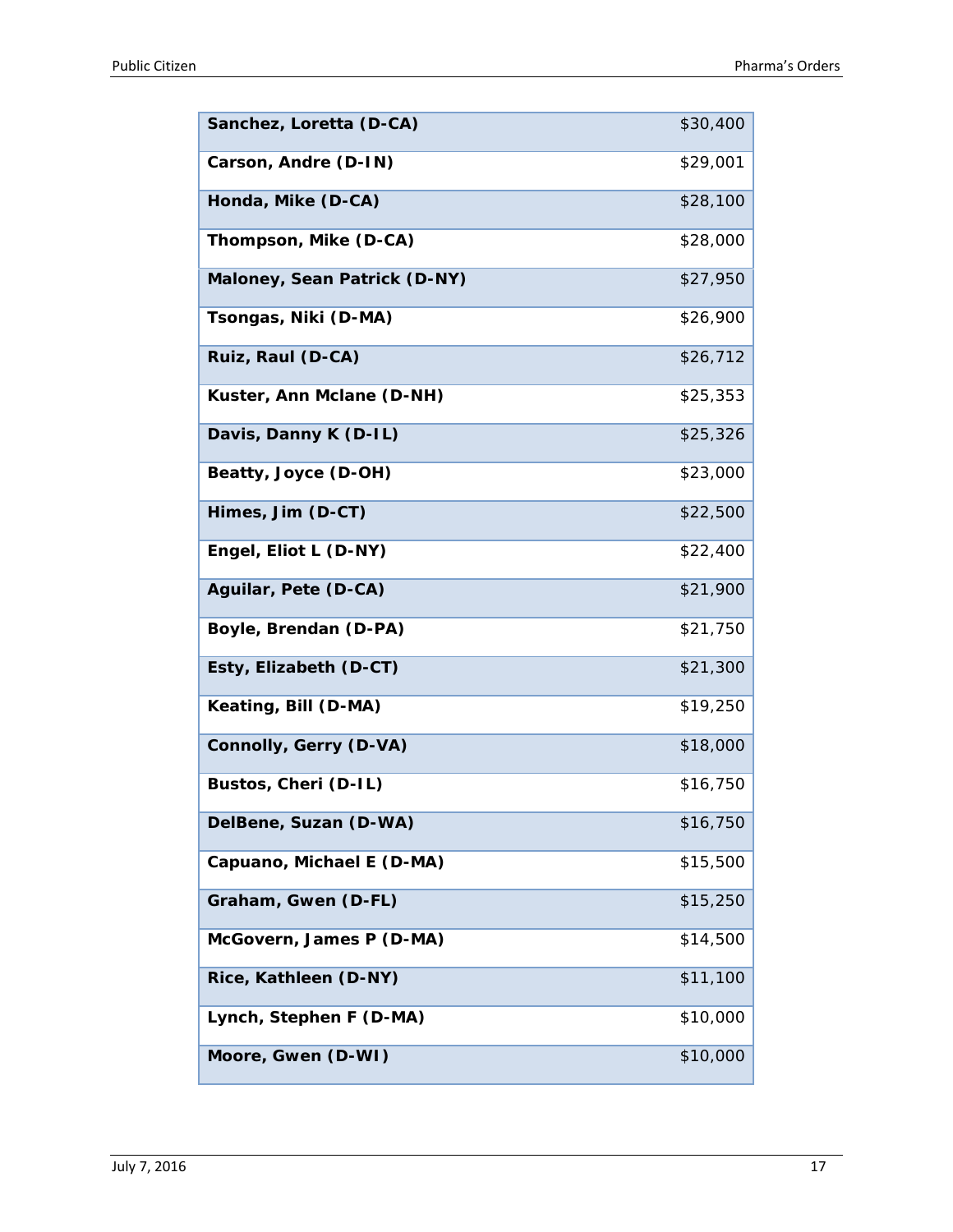| | |
|---|---|
| **Sanchez, Loretta (D-CA)** | $30,400 |
| **Carson, Andre (D-IN)** | $29,001 |
| **Honda, Mike (D-CA)** | $28,100 |
| **Thompson, Mike (D-CA)** | $28,000 |
| **Maloney, Sean Patrick (D-NY)** | $27,950 |
| **Tsongas, Niki (D-MA)** | $26,900 |
| **Ruiz, Raul (D-CA)** | $26,712 |
| **Kuster, Ann Mclane (D-NH)** | $25,353 |
| **Davis, Danny K (D-IL)** | $25,326 |
| **Beatty, Joyce (D-OH)** | $23,000 |
| **Himes, Jim (D-CT)** | $22,500 |
| **Engel, Eliot L (D-NY)** | $22,400 |
| **Aguilar, Pete (D-CA)** | $21,900 |
| **Boyle, Brendan (D-PA)** | $21,750 |
| **Esty, Elizabeth (D-CT)** | $21,300 |
| **Keating, Bill (D-MA)** | $19,250 |
| **Connolly, Gerry (D-VA)** | $18,000 |
| **Bustos, Cheri (D-IL)** | $16,750 |
| **DelBene, Suzan (D-WA)** | $16,750 |
| **Capuano, Michael E (D-MA)** | $15,500 |
| **Graham, Gwen (D-FL)** | $15,250 |
| **McGovern, James P (D-MA)** | $14,500 |
| **Rice, Kathleen (D-NY)** | $11,100 |
| **Lynch, Stephen F (D-MA)** | $10,000 |
| **Moore, Gwen (D-WI)** | $10,000 |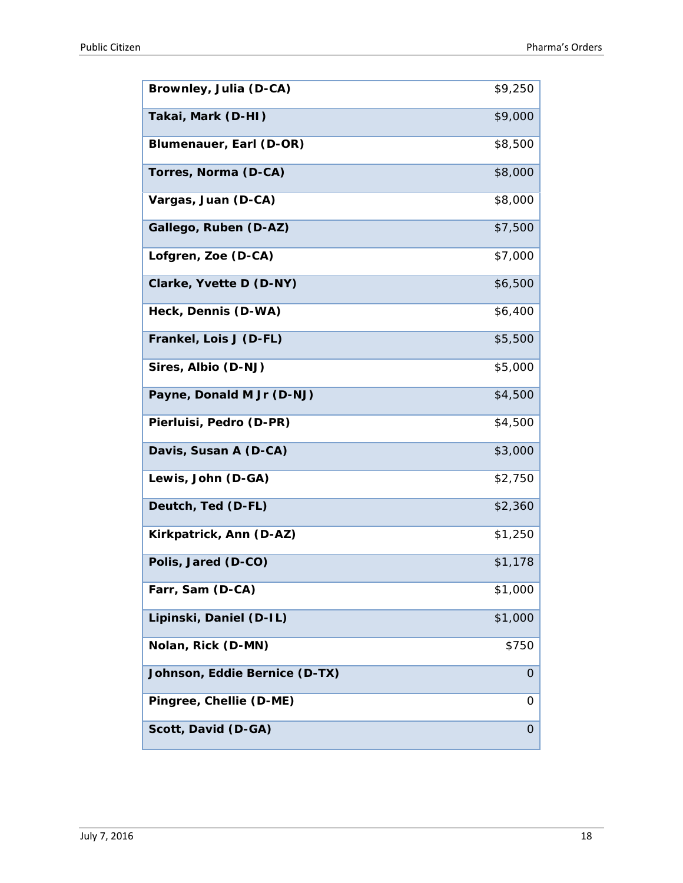| Brownley, Julia (D-CA) | $9,250 |
|---|---|
| Takai, Mark (D-HI) | $9,000 |
| Blumenauer, Earl (D-OR) | $8,500 |
| Torres, Norma (D-CA) | $8,000 |
| Vargas, Juan (D-CA) | $8,000 |
| Gallego, Ruben (D-AZ) | $7,500 |
| Lofgren, Zoe (D-CA) | $7,000 |
| Clarke, Yvette D (D-NY) | $6,500 |
| Heck, Dennis (D-WA) | $6,400 |
| Frankel, Lois J (D-FL) | $5,500 |
| Sires, Albio (D-NJ) | $5,000 |
| Payne, Donald M Jr (D-NJ) | $4,500 |
| Pierluisi, Pedro (D-PR) | $4,500 |
| Davis, Susan A (D-CA) | $3,000 |
| Lewis, John (D-GA) | $2,750 |
| Deutch, Ted (D-FL) | $2,360 |
| Kirkpatrick, Ann (D-AZ) | $1,250 |
| Polis, Jared (D-CO) | $1,178 |
| Farr, Sam (D-CA) | $1,000 |
| Lipinski, Daniel (D-IL) | $1,000 |
| Nolan, Rick (D-MN) | $750 |
| Johnson, Eddie Bernice (D-TX) | 0 |
| Pingree, Chellie (D-ME) | 0 |
| Scott, David (D-GA) | 0 |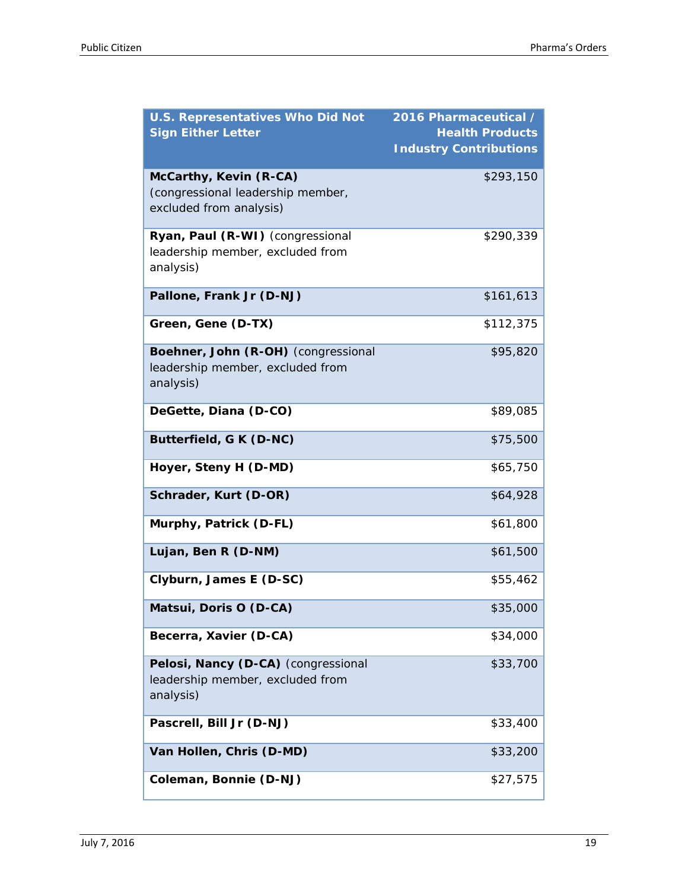| U.S. Representatives Who Did Not Sign Either Letter | 2016 Pharmaceutical / Health Products Industry Contributions |
| --- | --- |
| **McCarthy, Kevin (R-CA)** (congressional leadership member, excluded from analysis) | $293,150 |
| **Ryan, Paul (R-WI)** (congressional leadership member, excluded from analysis) | $290,339 |
| **Pallone, Frank Jr (D-NJ)** | $161,613 |
| **Green, Gene (D-TX)** | $112,375 |
| **Boehner, John (R-OH)** (congressional leadership member, excluded from analysis) | $95,820 |
| **DeGette, Diana (D-CO)** | $89,085 |
| **Butterfield, G K (D-NC)** | $75,500 |
| **Hoyer, Steny H (D-MD)** | $65,750 |
| **Schrader, Kurt (D-OR)** | $64,928 |
| **Murphy, Patrick (D-FL)** | $61,800 |
| **Lujan, Ben R (D-NM)** | $61,500 |
| **Clyburn, James E (D-SC)** | $55,462 |
| **Matsui, Doris O (D-CA)** | $35,000 |
| **Becerra, Xavier (D-CA)** | $34,000 |
| **Pelosi, Nancy (D-CA)** (congressional leadership member, excluded from analysis) | $33,700 |
| **Pascrell, Bill Jr (D-NJ)** | $33,400 |
| **Van Hollen, Chris (D-MD)** | $33,200 |
| **Coleman, Bonnie (D-NJ)** | $27,575 |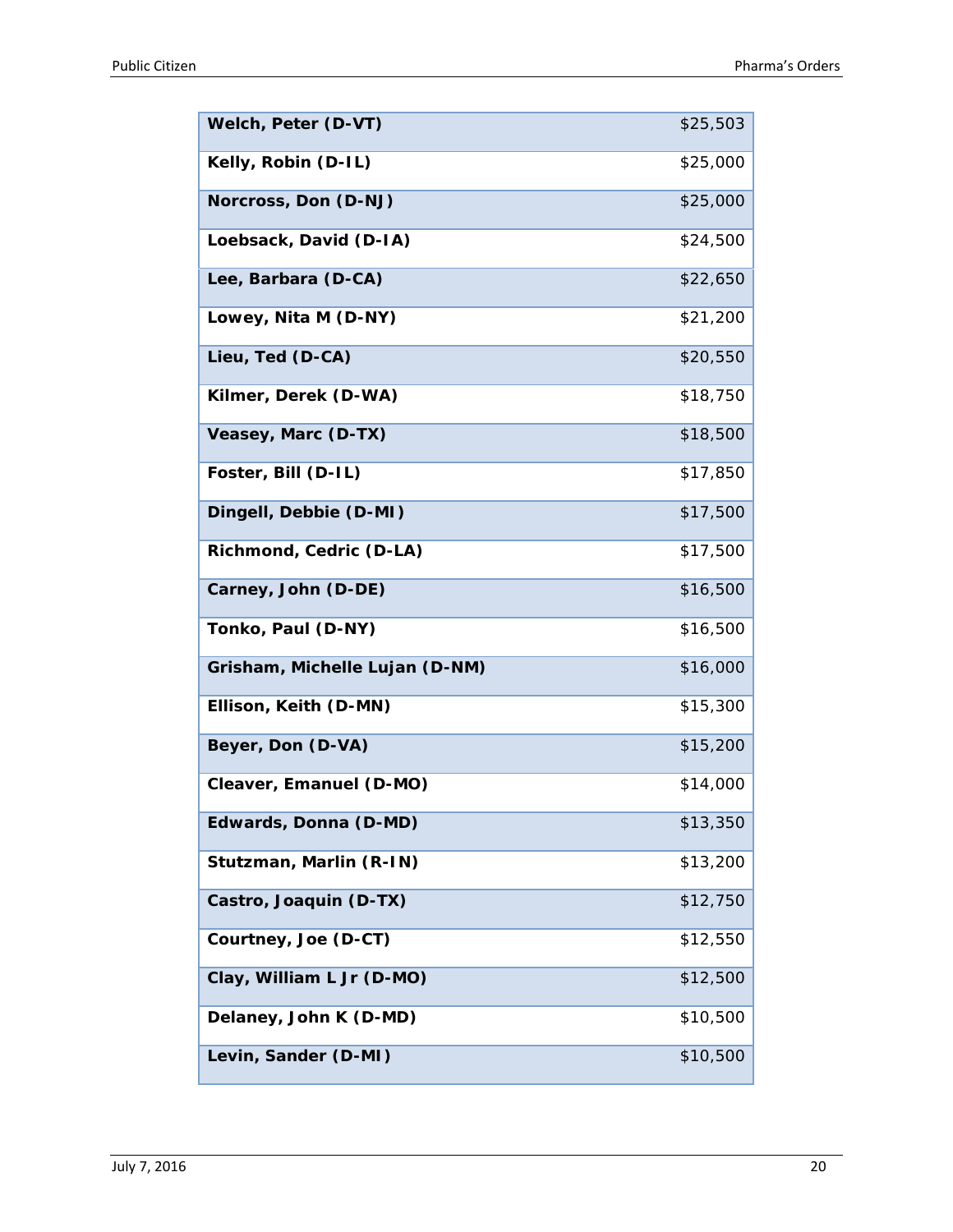| | |
|---|---|
| **Welch, Peter (D-VT)** | $25,503 |
| **Kelly, Robin (D-IL)** | $25,000 |
| **Norcross, Don (D-NJ)** | $25,000 |
| **Loebsack, David (D-IA)** | $24,500 |
| **Lee, Barbara (D-CA)** | $22,650 |
| **Lowey, Nita M (D-NY)** | $21,200 |
| **Lieu, Ted (D-CA)** | $20,550 |
| **Kilmer, Derek (D-WA)** | $18,750 |
| **Veasey, Marc (D-TX)** | $18,500 |
| **Foster, Bill (D-IL)** | $17,850 |
| **Dingell, Debbie (D-MI)** | $17,500 |
| **Richmond, Cedric (D-LA)** | $17,500 |
| **Carney, John (D-DE)** | $16,500 |
| **Tonko, Paul (D-NY)** | $16,500 |
| **Grisham, Michelle Lujan (D-NM)** | $16,000 |
| **Ellison, Keith (D-MN)** | $15,300 |
| **Beyer, Don (D-VA)** | $15,200 |
| **Cleaver, Emanuel (D-MO)** | $14,000 |
| **Edwards, Donna (D-MD)** | $13,350 |
| **Stutzman, Marlin (R-IN)** | $13,200 |
| **Castro, Joaquin (D-TX)** | $12,750 |
| **Courtney, Joe (D-CT)** | $12,550 |
| **Clay, William L Jr (D-MO)** | $12,500 |
| **Delaney, John K (D-MD)** | $10,500 |
| **Levin, Sander (D-MI)** | $10,500 |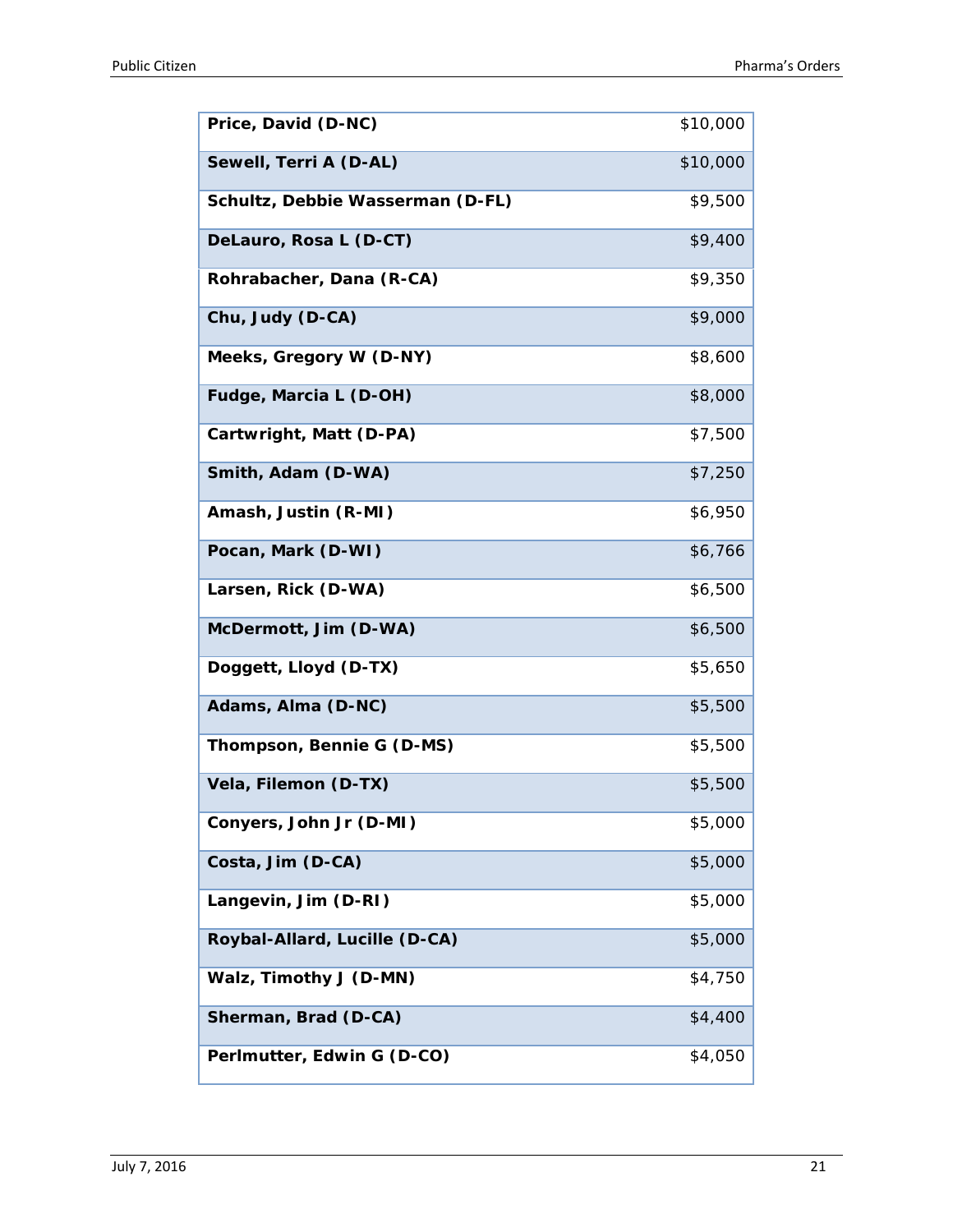| | |
|---|---|
| **Price, David (D-NC)** | $10,000 |
| **Sewell, Terri A (D-AL)** | $10,000 |
| **Schultz, Debbie Wasserman (D-FL)** | $9,500 |
| **DeLauro, Rosa L (D-CT)** | $9,400 |
| **Rohrabacher, Dana (R-CA)** | $9,350 |
| **Chu, Judy (D-CA)** | $9,000 |
| **Meeks, Gregory W (D-NY)** | $8,600 |
| **Fudge, Marcia L (D-OH)** | $8,000 |
| **Cartwright, Matt (D-PA)** | $7,500 |
| **Smith, Adam (D-WA)** | $7,250 |
| **Amash, Justin (R-MI)** | $6,950 |
| **Pocan, Mark (D-WI)** | $6,766 |
| **Larsen, Rick (D-WA)** | $6,500 |
| **McDermott, Jim (D-WA)** | $6,500 |
| **Doggett, Lloyd (D-TX)** | $5,650 |
| **Adams, Alma (D-NC)** | $5,500 |
| **Thompson, Bennie G (D-MS)** | $5,500 |
| **Vela, Filemon (D-TX)** | $5,500 |
| **Conyers, John Jr (D-MI)** | $5,000 |
| **Costa, Jim (D-CA)** | $5,000 |
| **Langevin, Jim (D-RI)** | $5,000 |
| **Roybal-Allard, Lucille (D-CA)** | $5,000 |
| **Walz, Timothy J (D-MN)** | $4,750 |
| **Sherman, Brad (D-CA)** | $4,400 |
| **Perlmutter, Edwin G (D-CO)** | $4,050 |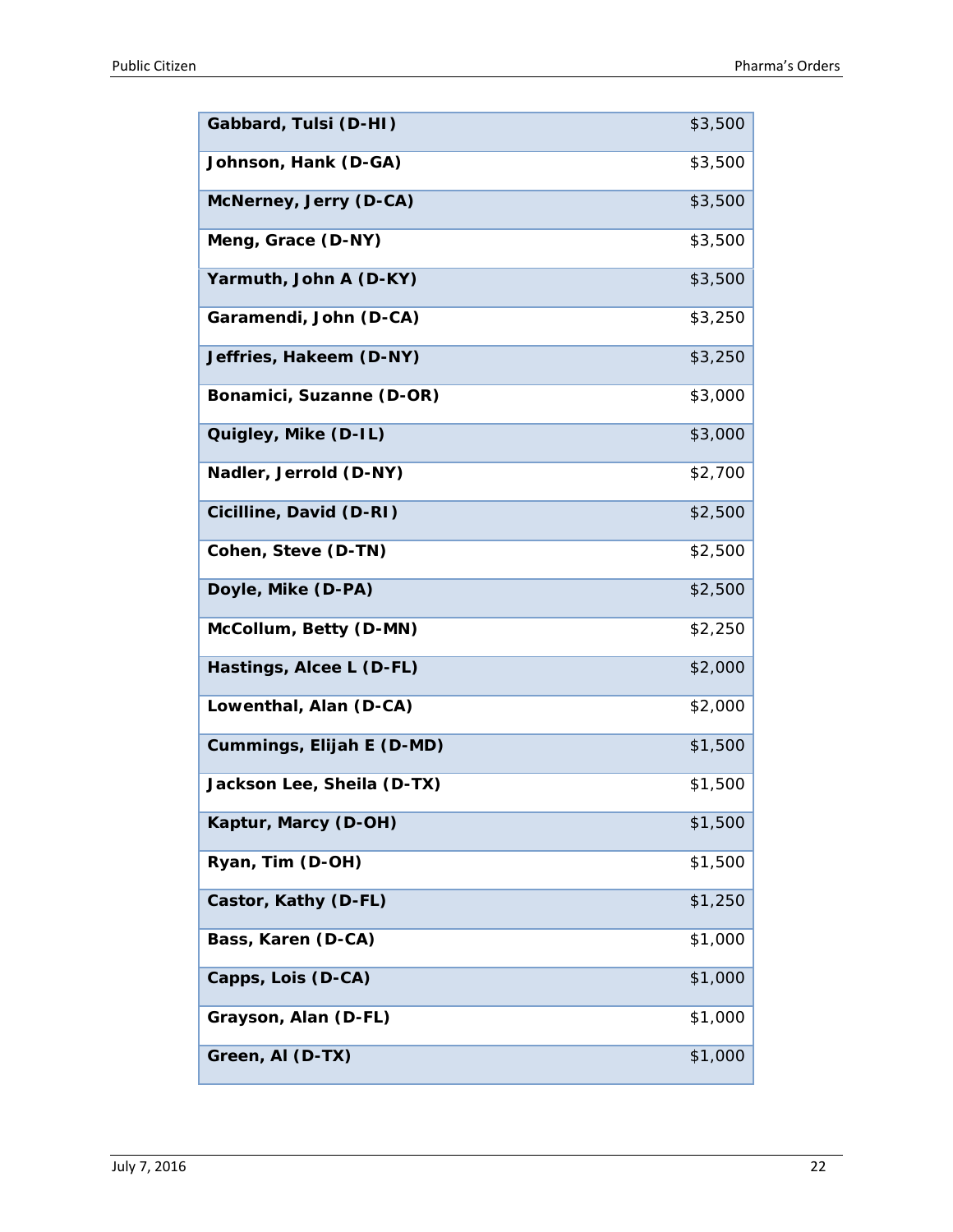| | |
|---|---|
| **Gabbard, Tulsi (D-HI)** | $3,500 |
| **Johnson, Hank (D-GA)** | $3,500 |
| **McNerney, Jerry (D-CA)** | $3,500 |
| **Meng, Grace (D-NY)** | $3,500 |
| **Yarmuth, John A (D-KY)** | $3,500 |
| **Garamendi, John (D-CA)** | $3,250 |
| **Jeffries, Hakeem (D-NY)** | $3,250 |
| **Bonamici, Suzanne (D-OR)** | $3,000 |
| **Quigley, Mike (D-IL)** | $3,000 |
| **Nadler, Jerrold (D-NY)** | $2,700 |
| **Cicilline, David (D-RI)** | $2,500 |
| **Cohen, Steve (D-TN)** | $2,500 |
| **Doyle, Mike (D-PA)** | $2,500 |
| **McCollum, Betty (D-MN)** | $2,250 |
| **Hastings, Alcee L (D-FL)** | $2,000 |
| **Lowenthal, Alan (D-CA)** | $2,000 |
| **Cummings, Elijah E (D-MD)** | $1,500 |
| **Jackson Lee, Sheila (D-TX)** | $1,500 |
| **Kaptur, Marcy (D-OH)** | $1,500 |
| **Ryan, Tim (D-OH)** | $1,500 |
| **Castor, Kathy (D-FL)** | $1,250 |
| **Bass, Karen (D-CA)** | $1,000 |
| **Capps, Lois (D-CA)** | $1,000 |
| **Grayson, Alan (D-FL)** | $1,000 |
| **Green, Al (D-TX)** | $1,000 |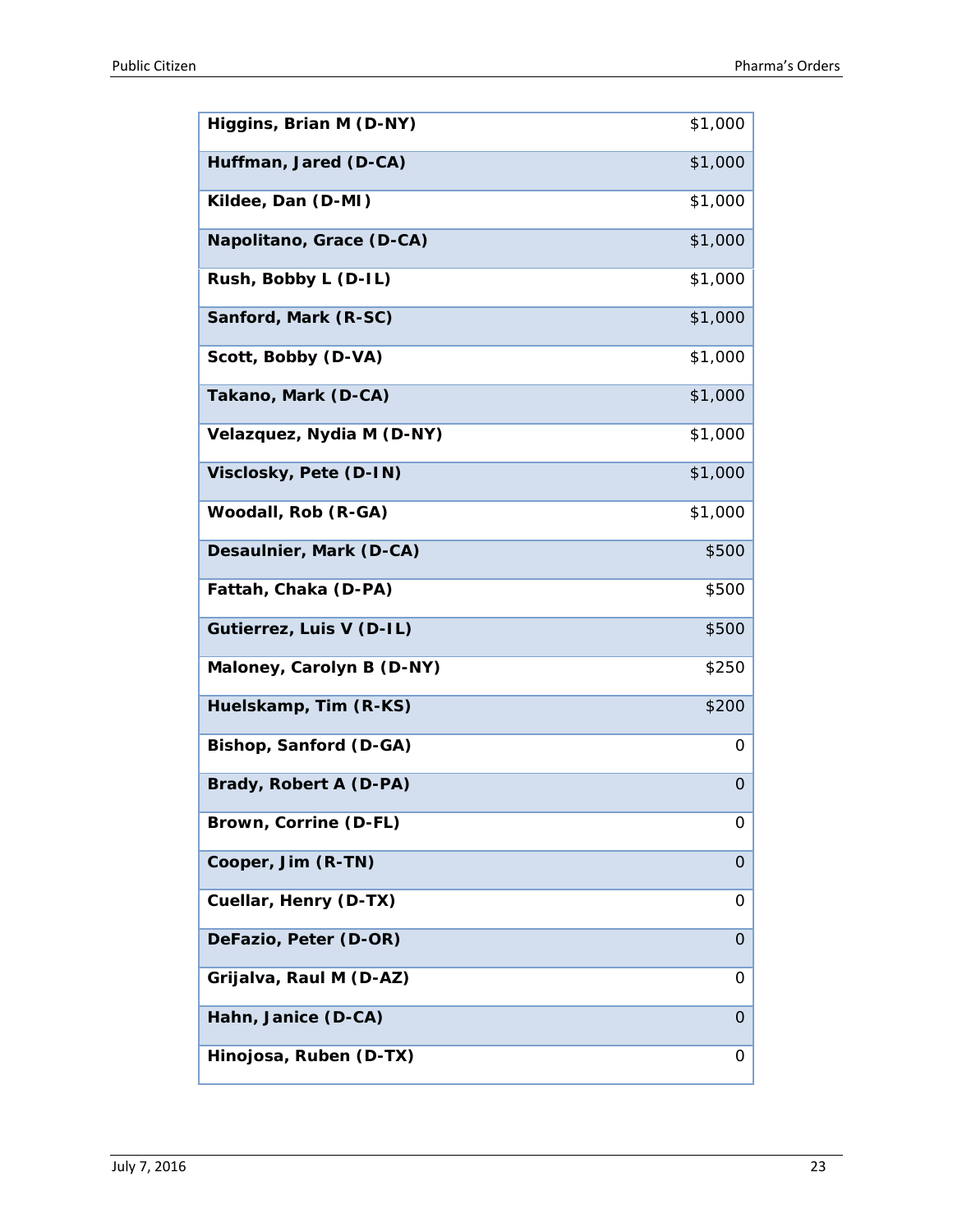| | |
|---|---|
| **Higgins, Brian M (D-NY)** | $1,000 |
| **Huffman, Jared (D-CA)** | $1,000 |
| **Kildee, Dan (D-MI)** | $1,000 |
| **Napolitano, Grace (D-CA)** | $1,000 |
| **Rush, Bobby L (D-IL)** | $1,000 |
| **Sanford, Mark (R-SC)** | $1,000 |
| **Scott, Bobby (D-VA)** | $1,000 |
| **Takano, Mark (D-CA)** | $1,000 |
| **Velazquez, Nydia M (D-NY)** | $1,000 |
| **Visclosky, Pete (D-IN)** | $1,000 |
| **Woodall, Rob (R-GA)** | $1,000 |
| **Desaulnier, Mark (D-CA)** | $500 |
| **Fattah, Chaka (D-PA)** | $500 |
| **Gutierrez, Luis V (D-IL)** | $500 |
| **Maloney, Carolyn B (D-NY)** | $250 |
| **Huelskamp, Tim (R-KS)** | $200 |
| **Bishop, Sanford (D-GA)** | 0 |
| **Brady, Robert A (D-PA)** | 0 |
| **Brown, Corrine (D-FL)** | 0 |
| **Cooper, Jim (R-TN)** | 0 |
| **Cuellar, Henry (D-TX)** | 0 |
| **DeFazio, Peter (D-OR)** | 0 |
| **Grijalva, Raul M (D-AZ)** | 0 |
| **Hahn, Janice (D-CA)** | 0 |
| **Hinojosa, Ruben (D-TX)** | 0 |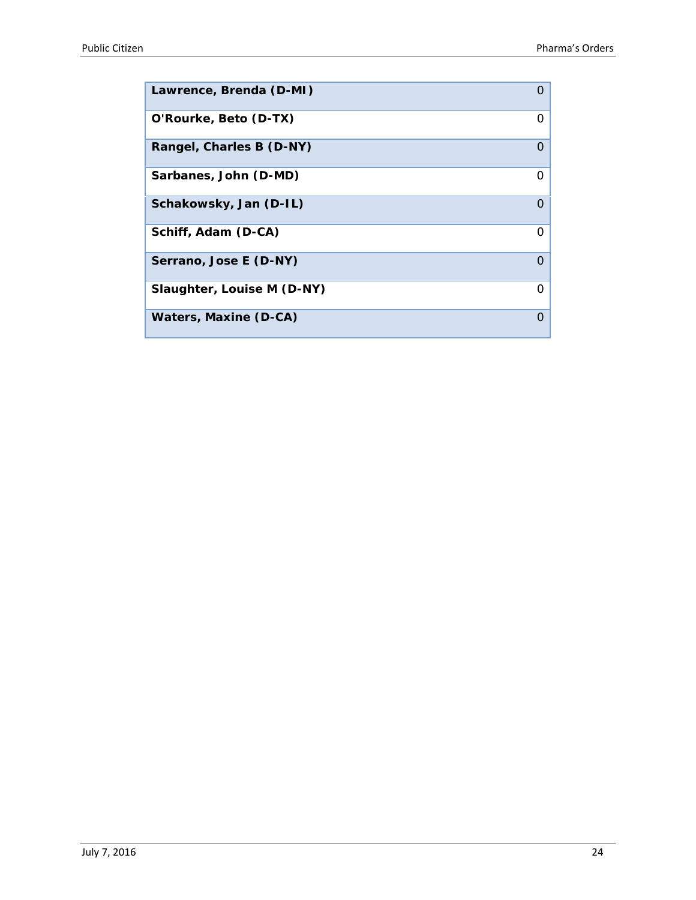| | |
|---|---|
| **Lawrence, Brenda (D-MI)** | 0 |
| **O'Rourke, Beto (D-TX)** | 0 |
| **Rangel, Charles B (D-NY)** | 0 |
| **Sarbanes, John (D-MD)** | 0 |
| **Schakowsky, Jan (D-IL)** | 0 |
| **Schiff, Adam (D-CA)** | 0 |
| **Serrano, Jose E (D-NY)** | 0 |
| **Slaughter, Louise M (D-NY)** | 0 |
| **Waters, Maxine (D-CA)** | 0 |